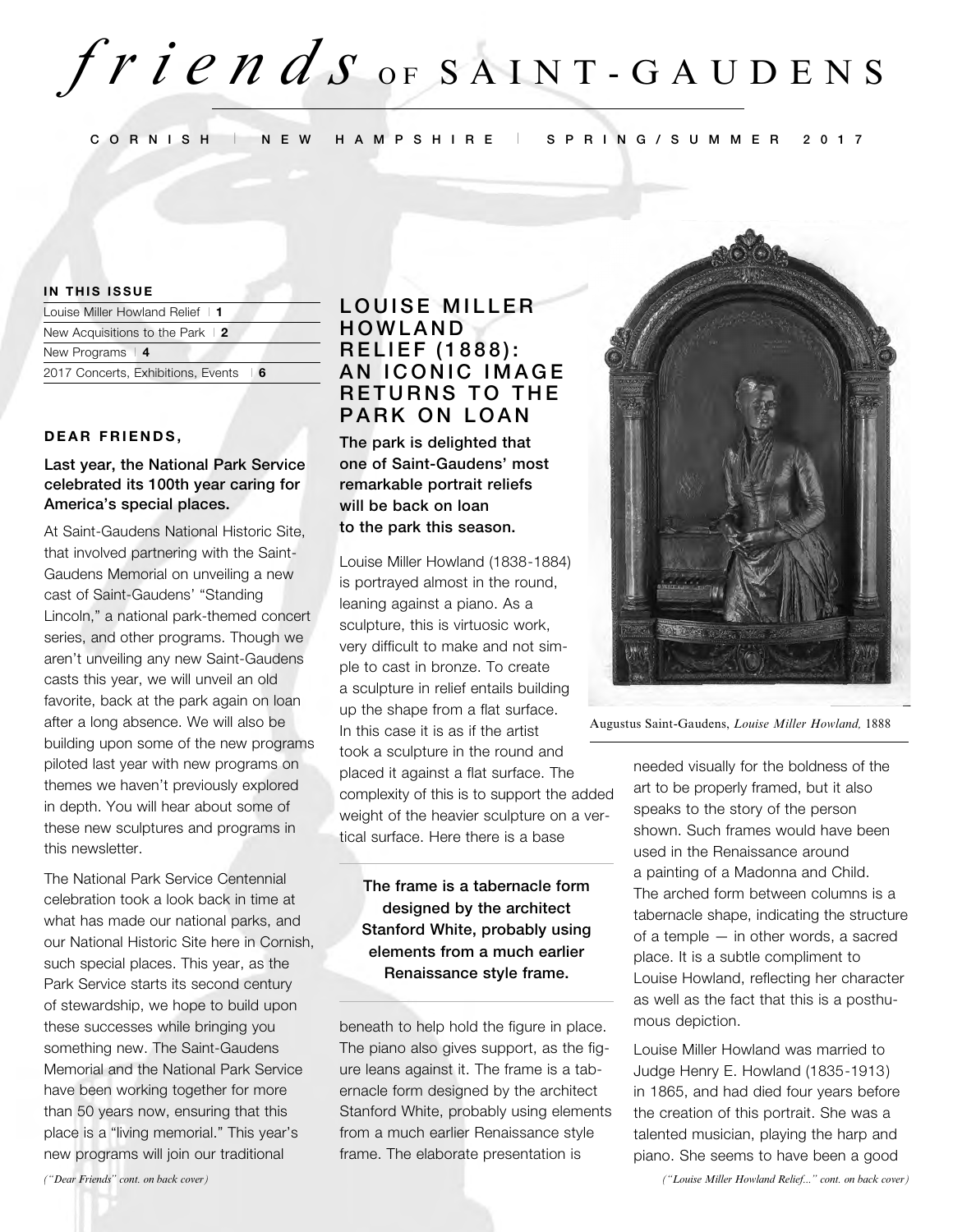# *friends* OF SAINT-GAUDENS

CORNISH | NEW HAMPSHIRE | SPRING/SUMMER 2017

**IN THIS ISSUE**

| | |
|---|---|
| Louise Miller Howland Relief | **1** |
| New Acquisitions to the Park | **2** |
| New Programs | **4** |
| 2017 Concerts, Exhibitions, Events | **6** |

## DEAR FRIENDS,

**Last year, the National Park Service celebrated its 100th year caring for America's special places.**

At Saint-Gaudens National Historic Site, that involved partnering with the Saint-Gaudens Memorial on unveiling a new cast of Saint-Gaudens' "Standing Lincoln," a national park-themed concert series, and other programs. Though we aren't unveiling any new Saint-Gaudens casts this year, we will unveil an old favorite, back at the park again on loan after a long absence. We will also be building upon some of the new programs piloted last year with new programs on themes we haven't previously explored in depth. You will hear about some of these new sculptures and programs in this newsletter.

The National Park Service Centennial celebration took a look back in time at what has made our national parks, and our National Historic Site here in Cornish, such special places. This year, as the Park Service starts its second century of stewardship, we hope to build upon these successes while bringing you something new. The Saint-Gaudens Memorial and the National Park Service have been working together for more than 50 years now, ensuring that this place is a "living memorial." This year's new programs will join our traditional

*("Dear Friends" cont. on back cover)*

## LOUISE MILLER HOWLAND RELIEF (1888): AN ICONIC IMAGE RETURNS TO THE PARK ON LOAN

**The park is delighted that one of Saint-Gaudens' most remarkable portrait reliefs will be back on loan to the park this season.**

Louise Miller Howland (1838-1884) is portrayed almost in the round, leaning against a piano. As a sculpture, this is virtuosic work, very difficult to make and not simple to cast in bronze. To create a sculpture in relief entails building up the shape from a flat surface. In this case it is as if the artist took a sculpture in the round and placed it against a flat surface. The complexity of this is to support the added weight of the heavier sculpture on a vertical surface. Here there is a base beneath to help hold the figure in place. The piano also gives support, as the figure leans against it. The frame is a tabernacle form designed by the architect Stanford White, probably using elements from a much earlier Renaissance style frame. The elaborate presentation is needed visually for the boldness of the art to be properly framed, but it also speaks to the story of the person shown. Such frames would have been used in the Renaissance around a painting of a Madonna and Child. The arched form between columns is a tabernacle shape, indicating the structure of a temple — in other words, a sacred place. It is a subtle compliment to Louise Howland, reflecting her character as well as the fact that this is a posthumous depiction.

> **The frame is a tabernacle form designed by the architect Stanford White, probably using elements from a much earlier Renaissance style frame.**

Augustus Saint-Gaudens, *Louise Miller Howland,* 1888

Louise Miller Howland was married to Judge Henry E. Howland (1835-1913) in 1865, and had died four years before the creation of this portrait. She was a talented musician, playing the harp and piano. She seems to have been a good

*("Louise Miller Howland Relief..." cont. on back cover)*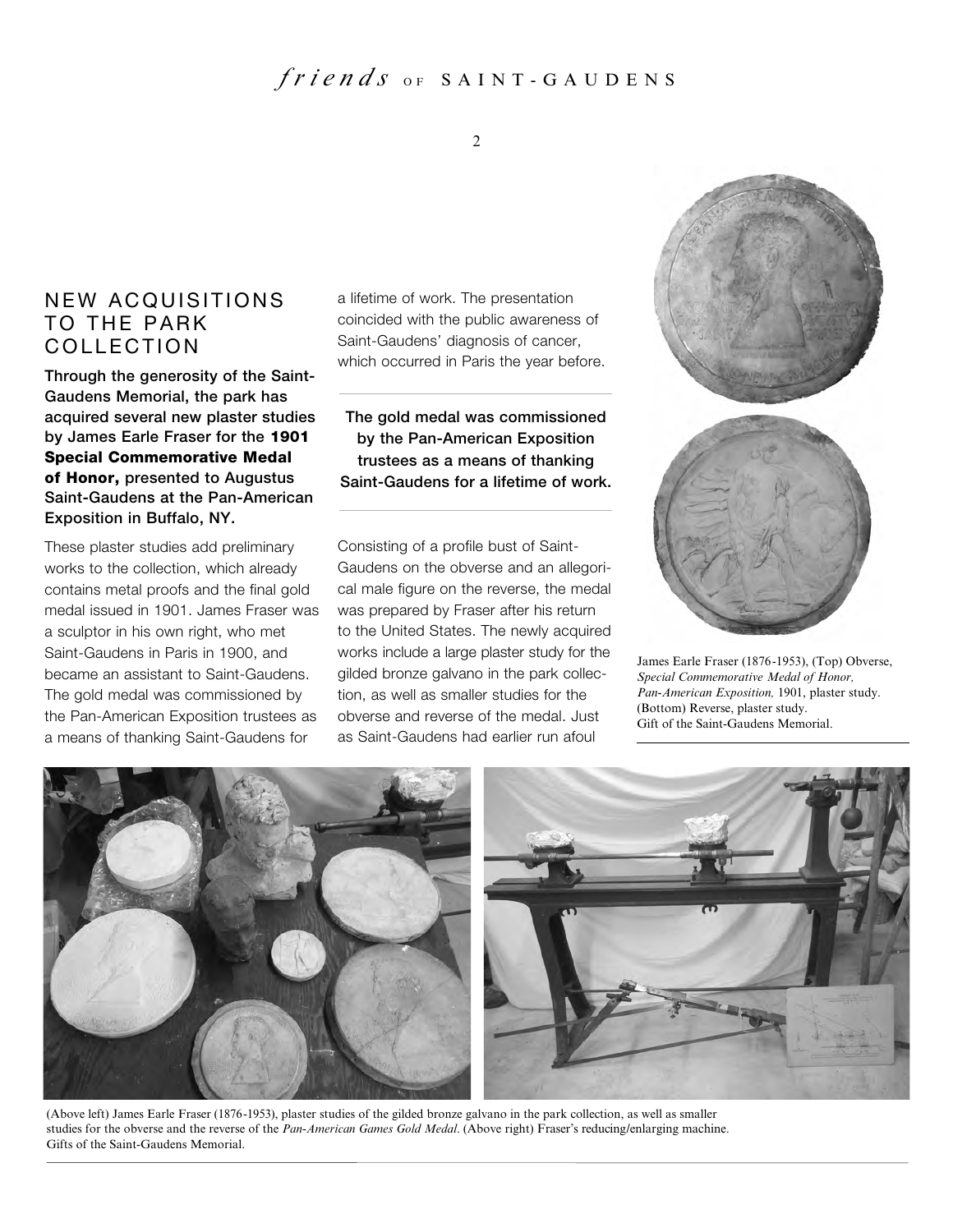## NEW ACQUISITIONS TO THE PARK COLLECTION

**Through the generosity of the Saint-Gaudens Memorial, the park has acquired several new plaster studies by James Earle Fraser for the 1901 Special Commemorative Medal of Honor, presented to Augustus Saint-Gaudens at the Pan-American Exposition in Buffalo, NY.**

These plaster studies add preliminary works to the collection, which already contains metal proofs and the final gold medal issued in 1901. James Fraser was a sculptor in his own right, who met Saint-Gaudens in Paris in 1900, and became an assistant to Saint-Gaudens. The gold medal was commissioned by the Pan-American Exposition trustees as a means of thanking Saint-Gaudens for a lifetime of work. The presentation coincided with the public awareness of Saint-Gaudens' diagnosis of cancer, which occurred in Paris the year before.

**The gold medal was commissioned by the Pan-American Exposition trustees as a means of thanking Saint-Gaudens for a lifetime of work.**

Consisting of a profile bust of Saint-Gaudens on the obverse and an allegorical male figure on the reverse, the medal was prepared by Fraser after his return to the United States. The newly acquired works include a large plaster study for the gilded bronze galvano in the park collection, as well as smaller studies for the obverse and reverse of the medal. Just as Saint-Gaudens had earlier run afoul

James Earle Fraser (1876-1953), (Top) Obverse, *Special Commemorative Medal of Honor, Pan-American Exposition,* 1901, plaster study. (Bottom) Reverse, plaster study. Gift of the Saint-Gaudens Memorial.

(Above left) James Earle Fraser (1876-1953), plaster studies of the gilded bronze galvano in the park collection, as well as smaller studies for the obverse and the reverse of the *Pan-American Games Gold Medal*. (Above right) Fraser's reducing/enlarging machine. Gifts of the Saint-Gaudens Memorial.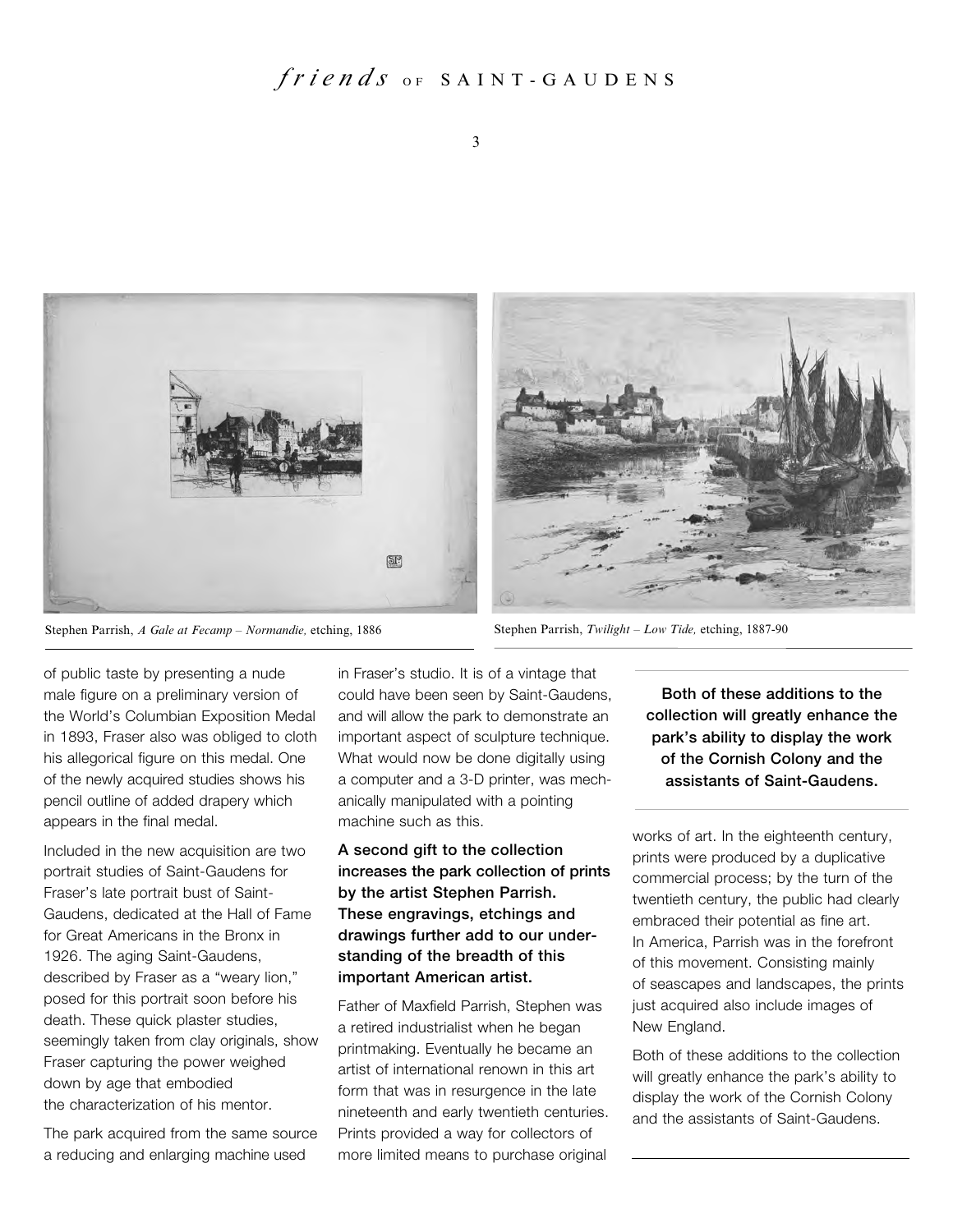Stephen Parrish, *A Gale at Fecamp – Normandie,* etching, 1886

Stephen Parrish, *Twilight – Low Tide,* etching, 1887-90

of public taste by presenting a nude male figure on a preliminary version of the World's Columbian Exposition Medal in 1893, Fraser also was obliged to cloth his allegorical figure on this medal. One of the newly acquired studies shows his pencil outline of added drapery which appears in the final medal.

Included in the new acquisition are two portrait studies of Saint-Gaudens for Fraser's late portrait bust of Saint-Gaudens, dedicated at the Hall of Fame for Great Americans in the Bronx in 1926. The aging Saint-Gaudens, described by Fraser as a "weary lion," posed for this portrait soon before his death. These quick plaster studies, seemingly taken from clay originals, show Fraser capturing the power weighed down by age that embodied the characterization of his mentor.

The park acquired from the same source a reducing and enlarging machine used in Fraser's studio. It is of a vintage that could have been seen by Saint-Gaudens, and will allow the park to demonstrate an important aspect of sculpture technique. What would now be done digitally using a computer and a 3-D printer, was mechanically manipulated with a pointing machine such as this.

**A second gift to the collection increases the park collection of prints by the artist Stephen Parrish. These engravings, etchings and drawings further add to our understanding of the breadth of this important American artist.**

Father of Maxfield Parrish, Stephen was a retired industrialist when he began printmaking. Eventually he became an artist of international renown in this art form that was in resurgence in the late nineteenth and early twentieth centuries. Prints provided a way for collectors of more limited means to purchase original works of art. In the eighteenth century, prints were produced by a duplicative commercial process; by the turn of the twentieth century, the public had clearly embraced their potential as fine art. In America, Parrish was in the forefront of this movement. Consisting mainly of seascapes and landscapes, the prints just acquired also include images of New England.

**Both of these additions to the collection will greatly enhance the park's ability to display the work of the Cornish Colony and the assistants of Saint-Gaudens.**

Both of these additions to the collection will greatly enhance the park's ability to display the work of the Cornish Colony and the assistants of Saint-Gaudens.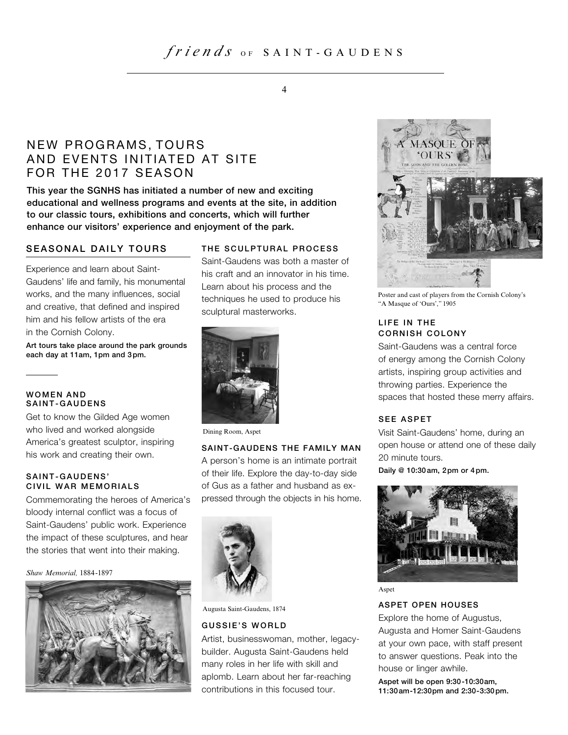# NEW PROGRAMS, TOURS AND EVENTS INITIATED AT SITE FOR THE 2017 SEASON

**This year the SGNHS has initiated a number of new and exciting educational and wellness programs and events at the site, in addition to our classic tours, exhibitions and concerts, which will further enhance our visitors' experience and enjoyment of the park.**

## SEASONAL DAILY TOURS

Experience and learn about Saint-Gaudens' life and family, his monumental works, and the many influences, social and creative, that defined and inspired him and his fellow artists of the era in the Cornish Colony.

**Art tours take place around the park grounds each day at 11am, 1pm and 3pm.**

### WOMEN AND SAINT-GAUDENS

Get to know the Gilded Age women who lived and worked alongside America's greatest sculptor, inspiring his work and creating their own.

### SAINT-GAUDENS' CIVIL WAR MEMORIALS

Commemorating the heroes of America's bloody internal conflict was a focus of Saint-Gaudens' public work. Experience the impact of these sculptures, and hear the stories that went into their making.

*Shaw Memorial,* 1884-1897

### THE SCULPTURAL PROCESS

Saint-Gaudens was both a master of his craft and an innovator in his time. Learn about his process and the techniques he used to produce his sculptural masterworks.

Dining Room, Aspet

### SAINT-GAUDENS THE FAMILY MAN

A person's home is an intimate portrait of their life. Explore the day-to-day side of Gus as a father and husband as expressed through the objects in his home.

Augusta Saint-Gaudens, 1874

### GUSSIE'S WORLD

Artist, businesswoman, mother, legacy-builder. Augusta Saint-Gaudens held many roles in her life with skill and aplomb. Learn about her far-reaching contributions in this focused tour.

Poster and cast of players from the Cornish Colony's "A Masque of 'Ours'," 1905

### LIFE IN THE CORNISH COLONY

Saint-Gaudens was a central force of energy among the Cornish Colony artists, inspiring group activities and throwing parties. Experience the spaces that hosted these merry affairs.

### SEE ASPET

Visit Saint-Gaudens' home, during an open house or attend one of these daily 20 minute tours.

**Daily @ 10:30am, 2pm or 4pm.**

Aspet

### ASPET OPEN HOUSES

Explore the home of Augustus, Augusta and Homer Saint-Gaudens at your own pace, with staff present to answer questions. Peak into the house or linger awhile.

**Aspet will be open 9:30-10:30am, 11:30am-12:30pm and 2:30-3:30pm.**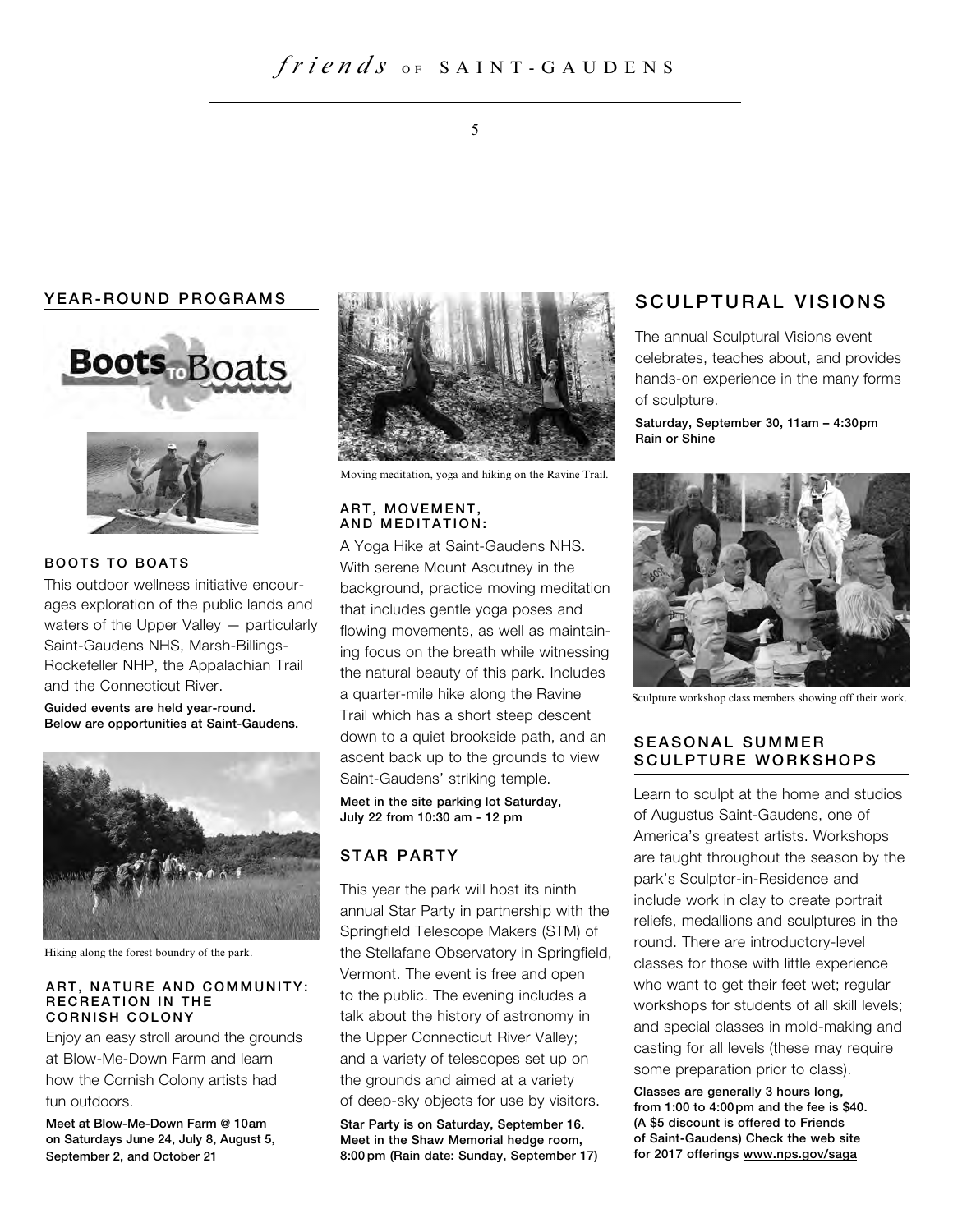## YEAR-ROUND PROGRAMS

### BOOTS TO BOATS

This outdoor wellness initiative encourages exploration of the public lands and waters of the Upper Valley — particularly Saint-Gaudens NHS, Marsh-Billings-Rockefeller NHP, the Appalachian Trail and the Connecticut River.

**Guided events are held year-round. Below are opportunities at Saint-Gaudens.**

Hiking along the forest boundry of the park.

### ART, NATURE AND COMMUNITY: RECREATION IN THE CORNISH COLONY

Enjoy an easy stroll around the grounds at Blow-Me-Down Farm and learn how the Cornish Colony artists had fun outdoors.

**Meet at Blow-Me-Down Farm @ 10am on Saturdays June 24, July 8, August 5, September 2, and October 21**

Moving meditation, yoga and hiking on the Ravine Trail.

### ART, MOVEMENT, AND MEDITATION:

A Yoga Hike at Saint-Gaudens NHS. With serene Mount Ascutney in the background, practice moving meditation that includes gentle yoga poses and flowing movements, as well as maintaining focus on the breath while witnessing the natural beauty of this park. Includes a quarter-mile hike along the Ravine Trail which has a short steep descent down to a quiet brookside path, and an ascent back up to the grounds to view Saint-Gaudens' striking temple.

**Meet in the site parking lot Saturday, July 22 from 10:30 am - 12 pm**

## STAR PARTY

This year the park will host its ninth annual Star Party in partnership with the Springfield Telescope Makers (STM) of the Stellafane Observatory in Springfield, Vermont. The event is free and open to the public. The evening includes a talk about the history of astronomy in the Upper Connecticut River Valley; and a variety of telescopes set up on the grounds and aimed at a variety of deep-sky objects for use by visitors.

**Star Party is on Saturday, September 16. Meet in the Shaw Memorial hedge room, 8:00 pm (Rain date: Sunday, September 17)**

## SCULPTURAL VISIONS

The annual Sculptural Visions event celebrates, teaches about, and provides hands-on experience in the many forms of sculpture.

**Saturday, September 30, 11am – 4:30pm**
**Rain or Shine**

Sculpture workshop class members showing off their work.

## SEASONAL SUMMER SCULPTURE WORKSHOPS

Learn to sculpt at the home and studios of Augustus Saint-Gaudens, one of America's greatest artists. Workshops are taught throughout the season by the park's Sculptor-in-Residence and include work in clay to create portrait reliefs, medallions and sculptures in the round. There are introductory-level classes for those with little experience who want to get their feet wet; regular workshops for students of all skill levels; and special classes in mold-making and casting for all levels (these may require some preparation prior to class).

**Classes are generally 3 hours long, from 1:00 to 4:00 pm and the fee is $40. (A $5 discount is offered to Friends of Saint-Gaudens) Check the web site for 2017 offerings www.nps.gov/saga**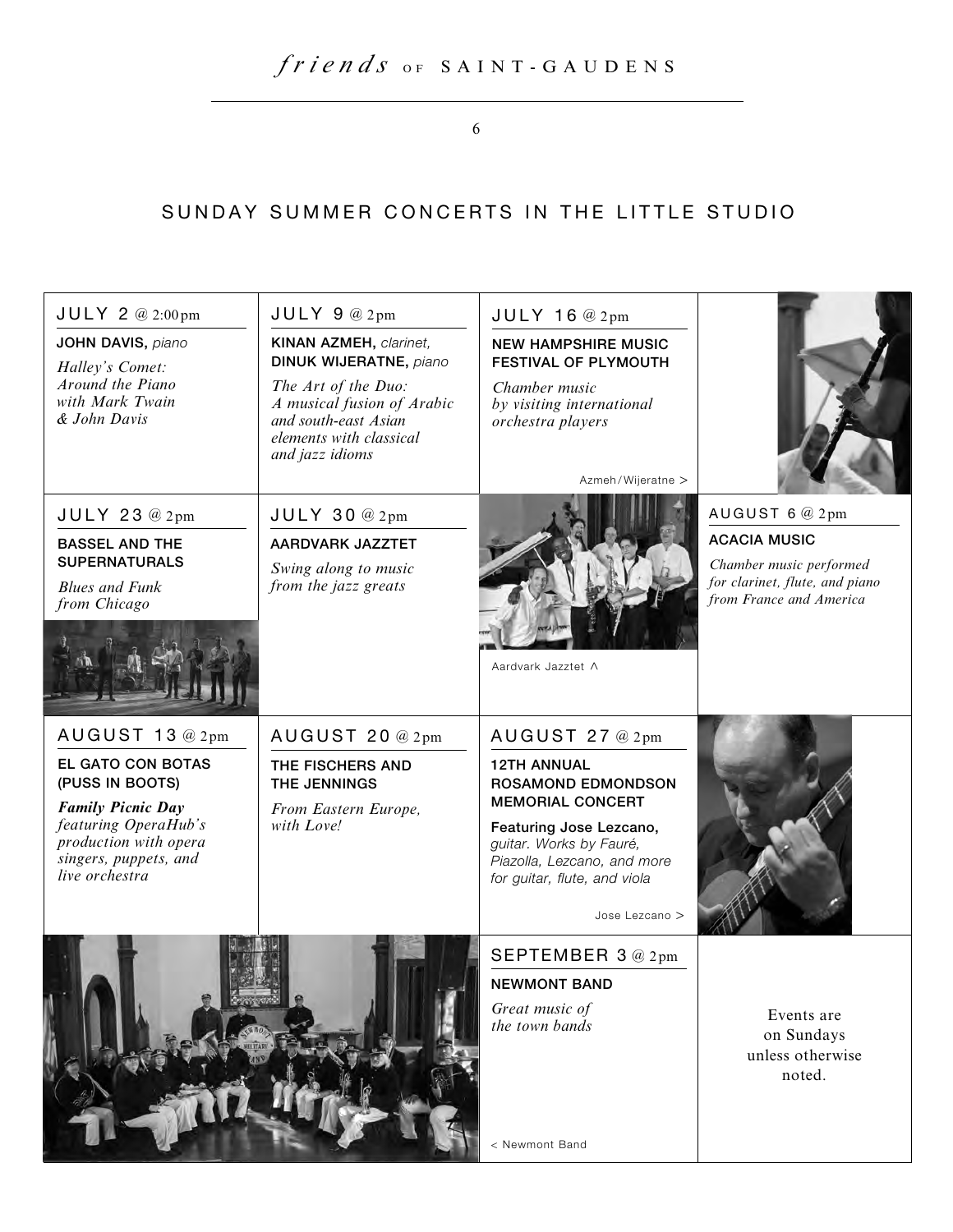## SUNDAY SUMMER CONCERTS IN THE LITTLE STUDIO

### JULY 2 @ 2:00pm

**JOHN DAVIS,** *piano*

*Halley's Comet: Around the Piano with Mark Twain & John Davis*

### JULY 9 @ 2pm

**KINAN AZMEH,** *clarinet,* **DINUK WIJERATNE,** *piano*

*The Art of the Duo: A musical fusion of Arabic and south-east Asian elements with classical and jazz idioms*

### JULY 16 @ 2pm

**NEW HAMPSHIRE MUSIC FESTIVAL OF PLYMOUTH**

*Chamber music by visiting international orchestra players*

Azmeh/Wijeratne >

### JULY 23 @ 2pm

**BASSEL AND THE SUPERNATURALS**

*Blues and Funk from Chicago*

### JULY 30 @ 2pm

**AARDVARK JAZZTET**

*Swing along to music from the jazz greats*

Aardvark Jazztet ^

### AUGUST 6 @ 2pm

**ACACIA MUSIC**

*Chamber music performed for clarinet, flute, and piano from France and America*

### AUGUST 13 @ 2pm

**EL GATO CON BOTAS (PUSS IN BOOTS)**

***Family Picnic Day*** *featuring OperaHub's production with opera singers, puppets, and live orchestra*

### AUGUST 20 @ 2pm

**THE FISCHERS AND THE JENNINGS**

*From Eastern Europe, with Love!*

### AUGUST 27 @ 2pm

**12TH ANNUAL ROSAMOND EDMONDSON MEMORIAL CONCERT**

**Featuring Jose Lezcano,** *guitar. Works by Fauré, Piazolla, Lezcano, and more for guitar, flute, and viola*

Jose Lezcano >

### SEPTEMBER 3 @ 2pm

**NEWMONT BAND**

*Great music of the town bands*

< Newmont Band

Events are on Sundays unless otherwise noted.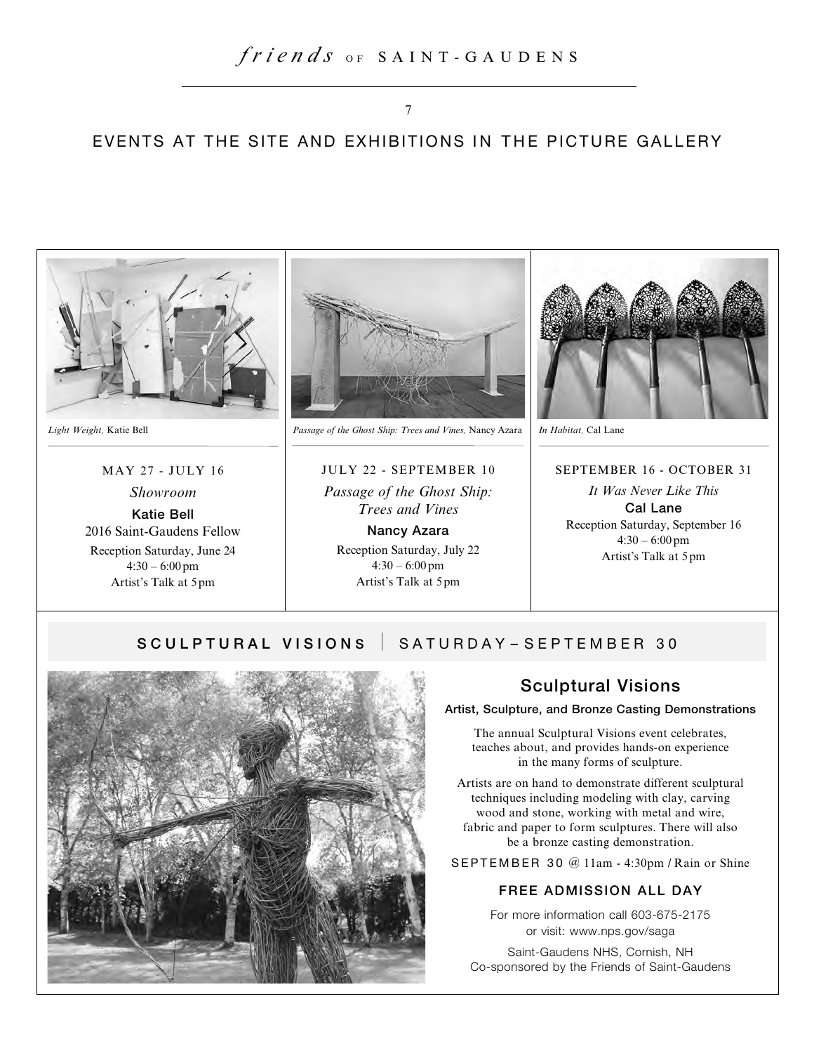# EVENTS AT THE SITE AND EXHIBITIONS IN THE PICTURE GALLERY

*Light Weight,* Katie Bell

MAY 27 - JULY 16

*Showroom*

**Katie Bell**

2016 Saint-Gaudens Fellow

Reception Saturday, June 24
4:30 – 6:00 pm
Artist's Talk at 5 pm

*Passage of the Ghost Ship: Trees and Vines,* Nancy Azara

JULY 22 - SEPTEMBER 10

*Passage of the Ghost Ship: Trees and Vines*

**Nancy Azara**

Reception Saturday, July 22
4:30 – 6:00 pm
Artist's Talk at 5 pm

*In Habitat,* Cal Lane

SEPTEMBER 16 - OCTOBER 31

*It Was Never Like This*

**Cal Lane**

Reception Saturday, September 16
4:30 – 6:00 pm
Artist's Talk at 5 pm

## SCULPTURAL VISIONS | SATURDAY – SEPTEMBER 30

### Sculptural Visions

**Artist, Sculpture, and Bronze Casting Demonstrations**

The annual Sculptural Visions event celebrates, teaches about, and provides hands-on experience in the many forms of sculpture.

Artists are on hand to demonstrate different sculptural techniques including modeling with clay, carving wood and stone, working with metal and wire, fabric and paper to form sculptures. There will also be a bronze casting demonstration.

SEPTEMBER 30 @ 11am - 4:30pm / Rain or Shine

**FREE ADMISSION ALL DAY**

For more information call 603-675-2175
or visit: www.nps.gov/saga

Saint-Gaudens NHS, Cornish, NH
Co-sponsored by the Friends of Saint-Gaudens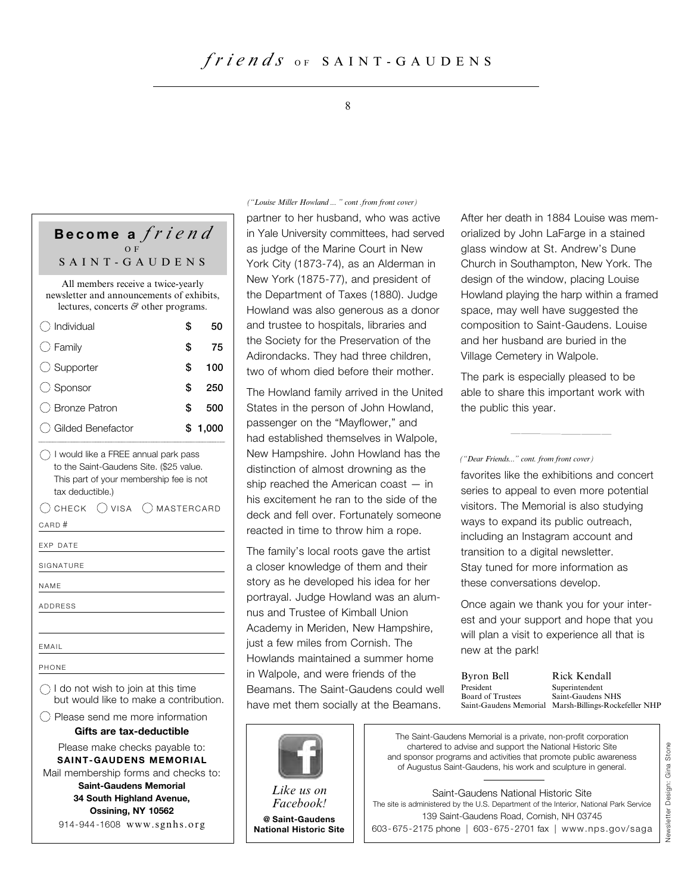## Become a *friend* OF SAINT-GAUDENS

All members receive a twice-yearly newsletter and announcements of exhibits, lectures, concerts & other programs.

| | |
|---|---|
| ◯ Individual | $ 50 |
| ◯ Family | $ 75 |
| ◯ Supporter | $ 100 |
| ◯ Sponsor | $ 250 |
| ◯ Bronze Patron | $ 500 |
| ◯ Gilded Benefactor | $ 1,000 |

◯ I would like a FREE annual park pass to the Saint-Gaudens Site. ($25 value. This part of your membership fee is not tax deductible.)

◯ CHECK ◯ VISA ◯ MASTERCARD

CARD #

EXP DATE

SIGNATURE

NAME

ADDRESS

EMAIL

PHONE

◯ I do not wish to join at this time but would like to make a contribution.

◯ Please send me more information

**Gifts are tax-deductible**

Please make checks payable to:
**SAINT-GAUDENS MEMORIAL**

Mail membership forms and checks to:
**Saint-Gaudens Memorial**
**34 South Highland Avenue,**
**Ossining, NY 10562**
914-944-1608 www.sgnhs.org

*("Louise Miller Howland ..." cont .from front cover)*

partner to her husband, who was active in Yale University committees, had served as judge of the Marine Court in New York City (1873-74), as an Alderman in New York (1875-77), and president of the Department of Taxes (1880). Judge Howland was also generous as a donor and trustee to hospitals, libraries and the Society for the Preservation of the Adirondacks. They had three children, two of whom died before their mother.

The Howland family arrived in the United States in the person of John Howland, passenger on the "Mayflower," and had established themselves in Walpole, New Hampshire. John Howland has the distinction of almost drowning as the ship reached the American coast — in his excitement he ran to the side of the deck and fell over. Fortunately someone reacted in time to throw him a rope.

The family's local roots gave the artist a closer knowledge of them and their story as he developed his idea for her portrayal. Judge Howland was an alumnus and Trustee of Kimball Union Academy in Meriden, New Hampshire, just a few miles from Cornish. The Howlands maintained a summer home in Walpole, and were friends of the Beamans. The Saint-Gaudens could well have met them socially at the Beamans.

After her death in 1884 Louise was memorialized by John LaFarge in a stained glass window at St. Andrew's Dune Church in Southampton, New York. The design of the window, placing Louise Howland playing the harp within a framed space, may well have suggested the composition to Saint-Gaudens. Louise and her husband are buried in the Village Cemetery in Walpole.

The park is especially pleased to be able to share this important work with the public this year.

*("Dear Friends..." cont. from front cover)*

favorites like the exhibitions and concert series to appeal to even more potential visitors. The Memorial is also studying ways to expand its public outreach, including an Instagram account and transition to a digital newsletter. Stay tuned for more information as these conversations develop.

Once again we thank you for your interest and your support and hope that you will plan a visit to experience all that is new at the park!

Byron Bell
President
Board of Trustees
Saint-Gaudens Memorial

Rick Kendall
Superintendent
Saint-Gaudens NHS
Marsh-Billings-Rockefeller NHP

*Like us on Facebook!*
**@ Saint-Gaudens National Historic Site**

The Saint-Gaudens Memorial is a private, non-profit corporation chartered to advise and support the National Historic Site and sponsor programs and activities that promote public awareness of Augustus Saint-Gaudens, his work and sculpture in general.

Saint-Gaudens National Historic Site
The site is administered by the U.S. Department of the Interior, National Park Service
139 Saint-Gaudens Road, Cornish, NH 03745
603-675-2175 phone | 603-675-2701 fax | www.nps.gov/saga

Newsletter Design: Gina Stone